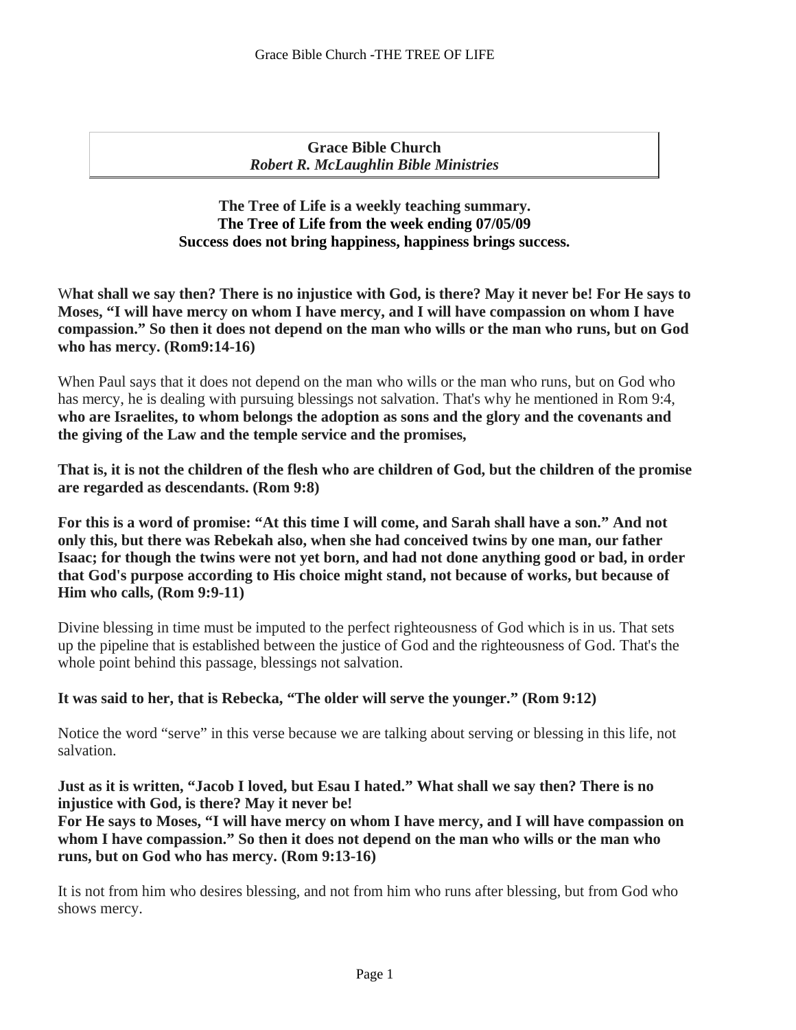**Grace Bible Church**
***Robert R. McLaughlin Bible Ministries***

**The Tree of Life is a weekly teaching summary.**
**The Tree of Life from the week ending 07/05/09**
**Success does not bring happiness, happiness brings success.**

W**hat shall we say then? There is no injustice with God, is there? May it never be! For He says to Moses, "I will have mercy on whom I have mercy, and I will have compassion on whom I have compassion." So then it does not depend on the man who wills or the man who runs, but on God who has mercy. (Rom9:14-16)**

When Paul says that it does not depend on the man who wills or the man who runs, but on God who has mercy, he is dealing with pursuing blessings not salvation. That's why he mentioned in Rom 9:4, **who are Israelites, to whom belongs the adoption as sons and the glory and the covenants and the giving of the Law and the temple service and the promises,**

**That is, it is not the children of the flesh who are children of God, but the children of the promise are regarded as descendants. (Rom 9:8)**

**For this is a word of promise: "At this time I will come, and Sarah shall have a son." And not only this, but there was Rebekah also, when she had conceived twins by one man, our father Isaac; for though the twins were not yet born, and had not done anything good or bad, in order that God's purpose according to His choice might stand, not because of works, but because of Him who calls, (Rom 9:9-11)**

Divine blessing in time must be imputed to the perfect righteousness of God which is in us. That sets up the pipeline that is established between the justice of God and the righteousness of God. That's the whole point behind this passage, blessings not salvation.

**It was said to her, that is Rebecka, "The older will serve the younger." (Rom 9:12)**

Notice the word "serve" in this verse because we are talking about serving or blessing in this life, not salvation.

**Just as it is written, "Jacob I loved, but Esau I hated." What shall we say then? There is no injustice with God, is there? May it never be!**
**For He says to Moses, "I will have mercy on whom I have mercy, and I will have compassion on whom I have compassion." So then it does not depend on the man who wills or the man who runs, but on God who has mercy. (Rom 9:13-16)**

It is not from him who desires blessing, and not from him who runs after blessing, but from God who shows mercy.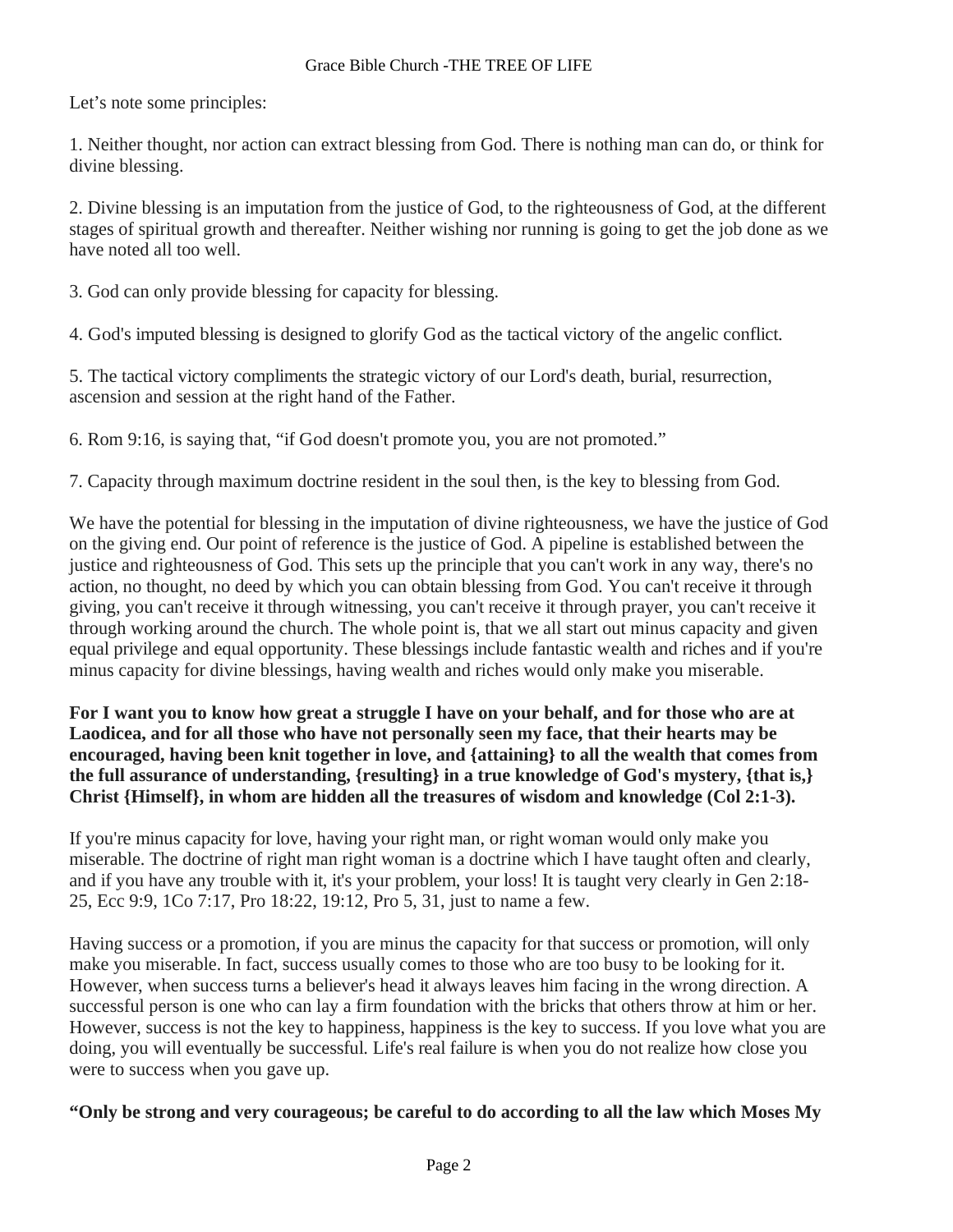Let's note some principles:

1. Neither thought, nor action can extract blessing from God. There is nothing man can do, or think for divine blessing.

2. Divine blessing is an imputation from the justice of God, to the righteousness of God, at the different stages of spiritual growth and thereafter. Neither wishing nor running is going to get the job done as we have noted all too well.

3. God can only provide blessing for capacity for blessing.

4. God's imputed blessing is designed to glorify God as the tactical victory of the angelic conflict.

5. The tactical victory compliments the strategic victory of our Lord's death, burial, resurrection, ascension and session at the right hand of the Father.

6. Rom 9:16, is saying that, "if God doesn't promote you, you are not promoted."

7. Capacity through maximum doctrine resident in the soul then, is the key to blessing from God.

We have the potential for blessing in the imputation of divine righteousness, we have the justice of God on the giving end. Our point of reference is the justice of God. A pipeline is established between the justice and righteousness of God. This sets up the principle that you can't work in any way, there's no action, no thought, no deed by which you can obtain blessing from God. You can't receive it through giving, you can't receive it through witnessing, you can't receive it through prayer, you can't receive it through working around the church. The whole point is, that we all start out minus capacity and given equal privilege and equal opportunity. These blessings include fantastic wealth and riches and if you're minus capacity for divine blessings, having wealth and riches would only make you miserable.

**For I want you to know how great a struggle I have on your behalf, and for those who are at Laodicea, and for all those who have not personally seen my face, that their hearts may be encouraged, having been knit together in love, and {attaining} to all the wealth that comes from the full assurance of understanding, {resulting} in a true knowledge of God's mystery, {that is,} Christ {Himself}, in whom are hidden all the treasures of wisdom and knowledge (Col 2:1-3).**

If you're minus capacity for love, having your right man, or right woman would only make you miserable. The doctrine of right man right woman is a doctrine which I have taught often and clearly, and if you have any trouble with it, it's your problem, your loss! It is taught very clearly in Gen 2:18-25, Ecc 9:9, 1Co 7:17, Pro 18:22, 19:12, Pro 5, 31, just to name a few.

Having success or a promotion, if you are minus the capacity for that success or promotion, will only make you miserable. In fact, success usually comes to those who are too busy to be looking for it. However, when success turns a believer's head it always leaves him facing in the wrong direction. A successful person is one who can lay a firm foundation with the bricks that others throw at him or her. However, success is not the key to happiness, happiness is the key to success. If you love what you are doing, you will eventually be successful. Life's real failure is when you do not realize how close you were to success when you gave up.

**"Only be strong and very courageous; be careful to do according to all the law which Moses My**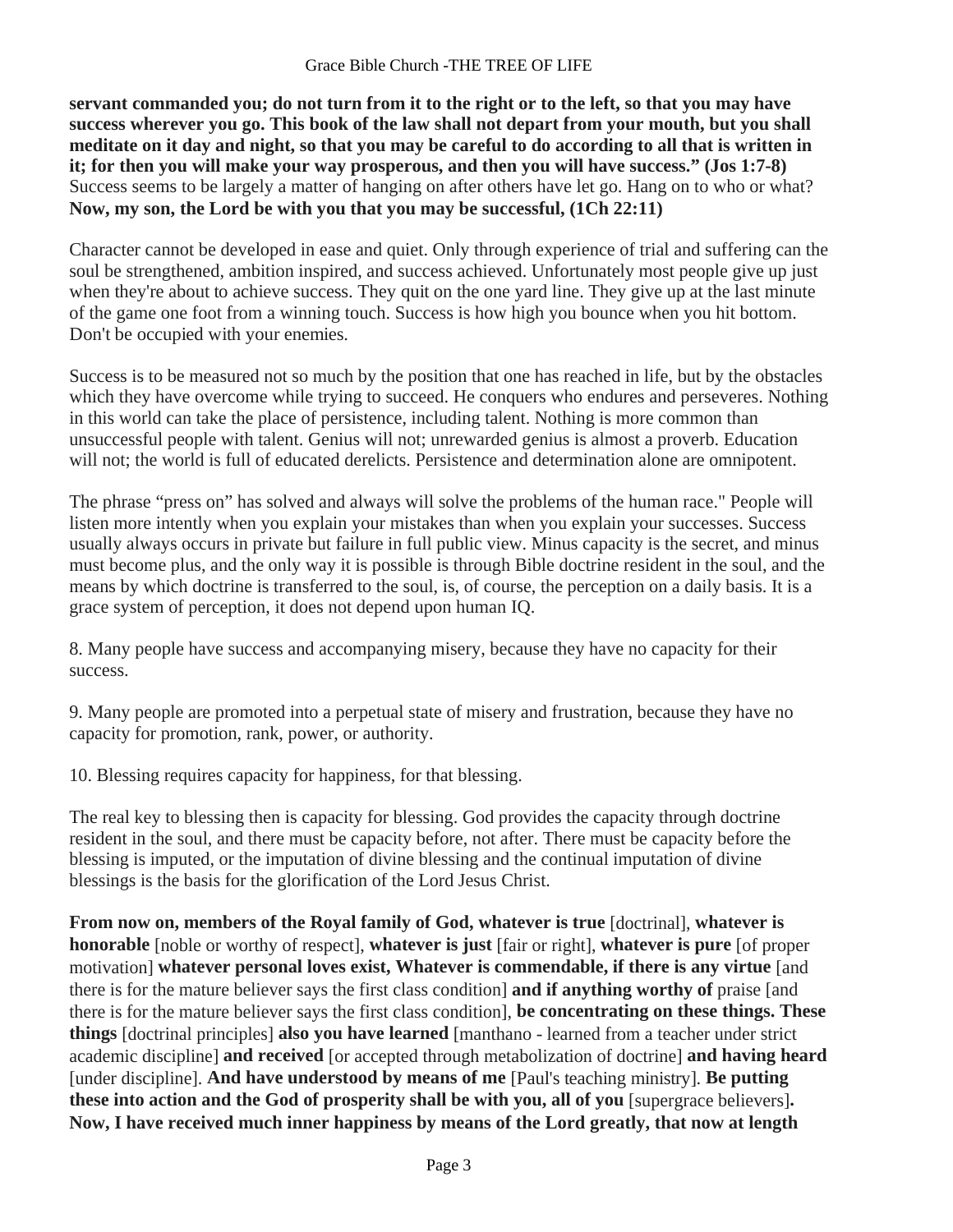**servant commanded you; do not turn from it to the right or to the left, so that you may have success wherever you go. This book of the law shall not depart from your mouth, but you shall meditate on it day and night, so that you may be careful to do according to all that is written in it; for then you will make your way prosperous, and then you will have success." (Jos 1:7-8)** Success seems to be largely a matter of hanging on after others have let go. Hang on to who or what? **Now, my son, the Lord be with you that you may be successful, (1Ch 22:11)**

Character cannot be developed in ease and quiet. Only through experience of trial and suffering can the soul be strengthened, ambition inspired, and success achieved. Unfortunately most people give up just when they're about to achieve success. They quit on the one yard line. They give up at the last minute of the game one foot from a winning touch. Success is how high you bounce when you hit bottom. Don't be occupied with your enemies.

Success is to be measured not so much by the position that one has reached in life, but by the obstacles which they have overcome while trying to succeed. He conquers who endures and perseveres. Nothing in this world can take the place of persistence, including talent. Nothing is more common than unsuccessful people with talent. Genius will not; unrewarded genius is almost a proverb. Education will not; the world is full of educated derelicts. Persistence and determination alone are omnipotent.

The phrase "press on" has solved and always will solve the problems of the human race." People will listen more intently when you explain your mistakes than when you explain your successes. Success usually always occurs in private but failure in full public view. Minus capacity is the secret, and minus must become plus, and the only way it is possible is through Bible doctrine resident in the soul, and the means by which doctrine is transferred to the soul, is, of course, the perception on a daily basis. It is a grace system of perception, it does not depend upon human IQ.

8. Many people have success and accompanying misery, because they have no capacity for their success.

9. Many people are promoted into a perpetual state of misery and frustration, because they have no capacity for promotion, rank, power, or authority.

10. Blessing requires capacity for happiness, for that blessing.

The real key to blessing then is capacity for blessing. God provides the capacity through doctrine resident in the soul, and there must be capacity before, not after. There must be capacity before the blessing is imputed, or the imputation of divine blessing and the continual imputation of divine blessings is the basis for the glorification of the Lord Jesus Christ.

**From now on, members of the Royal family of God, whatever is true** [doctrinal], **whatever is honorable** [noble or worthy of respect], **whatever is just** [fair or right], **whatever is pure** [of proper motivation] **whatever personal loves exist, Whatever is commendable, if there is any virtue** [and there is for the mature believer says the first class condition] **and if anything worthy of** praise [and there is for the mature believer says the first class condition], **be concentrating on these things. These things** [doctrinal principles] **also you have learned** [manthano - learned from a teacher under strict academic discipline] **and received** [or accepted through metabolization of doctrine] **and having heard** [under discipline]. **And have understood by means of me** [Paul's teaching ministry]. **Be putting these into action and the God of prosperity shall be with you, all of you** [supergrace believers]**. Now, I have received much inner happiness by means of the Lord greatly, that now at length**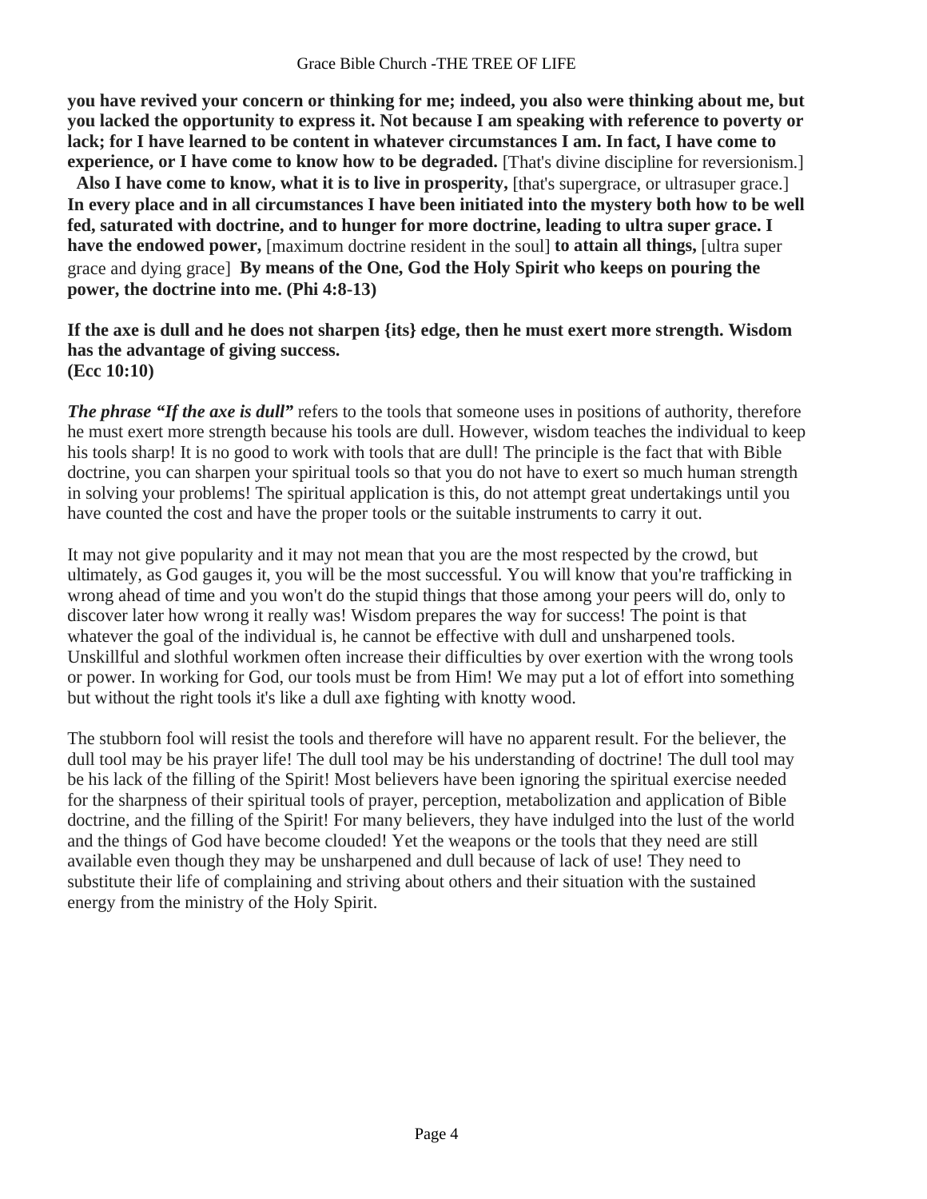**you have revived your concern or thinking for me; indeed, you also were thinking about me, but you lacked the opportunity to express it. Not because I am speaking with reference to poverty or lack; for I have learned to be content in whatever circumstances I am. In fact, I have come to experience, or I have come to know how to be degraded.** [That's divine discipline for reversionism.] **Also I have come to know, what it is to live in prosperity,** [that's supergrace, or ultrasuper grace.] **In every place and in all circumstances I have been initiated into the mystery both how to be well fed, saturated with doctrine, and to hunger for more doctrine, leading to ultra super grace. I have the endowed power,** [maximum doctrine resident in the soul] **to attain all things,** [ultra super grace and dying grace] **By means of the One, God the Holy Spirit who keeps on pouring the power, the doctrine into me. (Phi 4:8-13)**

**If the axe is dull and he does not sharpen {its} edge, then he must exert more strength. Wisdom has the advantage of giving success.**
**(Ecc 10:10)**

***The phrase "If the axe is dull"*** refers to the tools that someone uses in positions of authority, therefore he must exert more strength because his tools are dull. However, wisdom teaches the individual to keep his tools sharp! It is no good to work with tools that are dull! The principle is the fact that with Bible doctrine, you can sharpen your spiritual tools so that you do not have to exert so much human strength in solving your problems! The spiritual application is this, do not attempt great undertakings until you have counted the cost and have the proper tools or the suitable instruments to carry it out.

It may not give popularity and it may not mean that you are the most respected by the crowd, but ultimately, as God gauges it, you will be the most successful. You will know that you're trafficking in wrong ahead of time and you won't do the stupid things that those among your peers will do, only to discover later how wrong it really was! Wisdom prepares the way for success! The point is that whatever the goal of the individual is, he cannot be effective with dull and unsharpened tools. Unskillful and slothful workmen often increase their difficulties by over exertion with the wrong tools or power. In working for God, our tools must be from Him! We may put a lot of effort into something but without the right tools it's like a dull axe fighting with knotty wood.

The stubborn fool will resist the tools and therefore will have no apparent result. For the believer, the dull tool may be his prayer life! The dull tool may be his understanding of doctrine! The dull tool may be his lack of the filling of the Spirit! Most believers have been ignoring the spiritual exercise needed for the sharpness of their spiritual tools of prayer, perception, metabolization and application of Bible doctrine, and the filling of the Spirit! For many believers, they have indulged into the lust of the world and the things of God have become clouded! Yet the weapons or the tools that they need are still available even though they may be unsharpened and dull because of lack of use! They need to substitute their life of complaining and striving about others and their situation with the sustained energy from the ministry of the Holy Spirit.